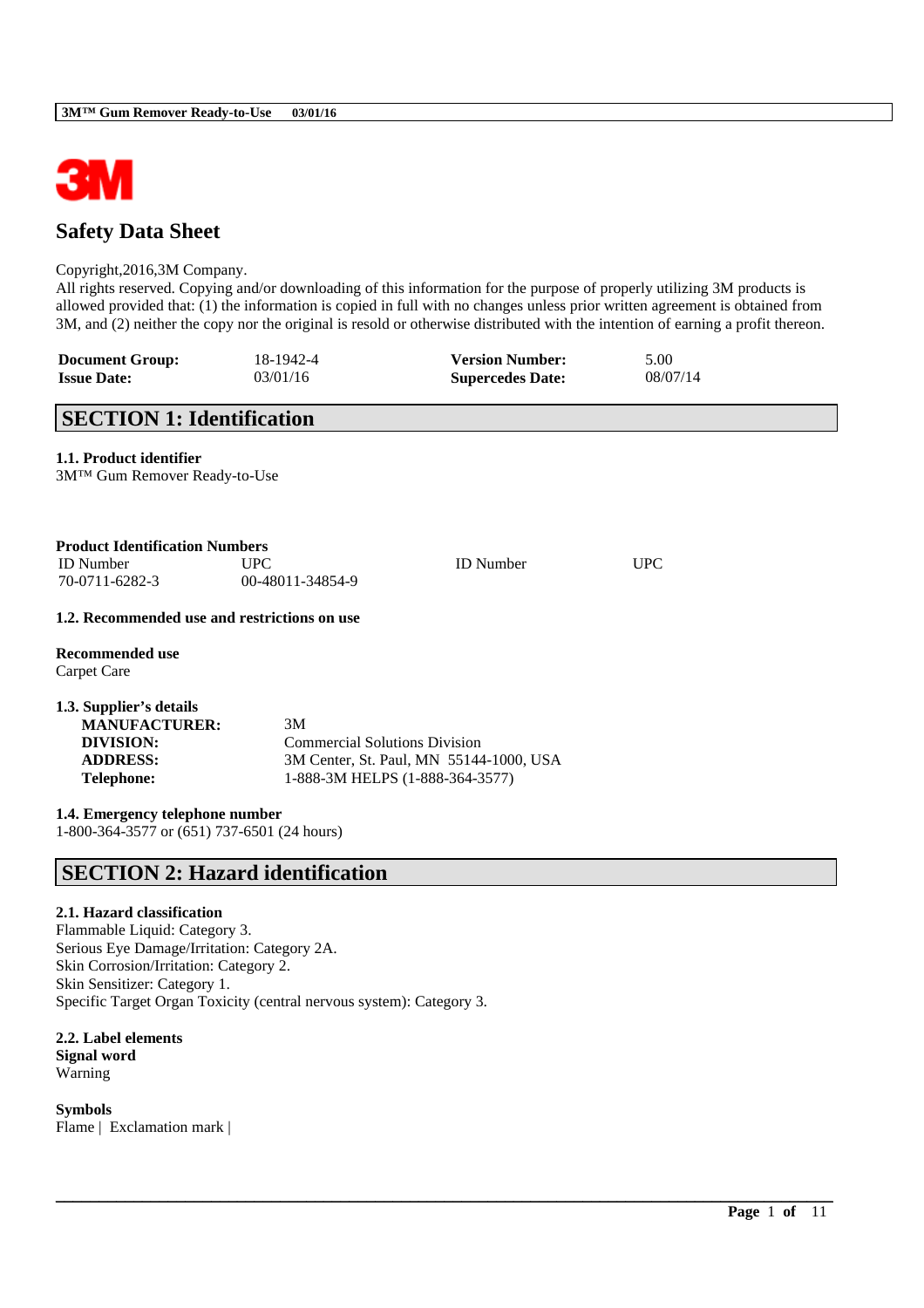# Safety Data Sheet

Copyright,2016,3M Company.
All rights reserved. Copying and/or downloading of this information for the purpose of properly utilizing 3M products is allowed provided that: (1) the information is copied in full with no changes unless prior written agreement is obtained from 3M, and (2) neither the copy nor the original is resold or otherwise distributed with the intention of earning a profit thereon.

| **Document Group:** | 18-1942-4 | **Version Number:** | 5.00 |
|---|---|---|---|
| **Issue Date:** | 03/01/16 | **Supercedes Date:** | 08/07/14 |

## SECTION 1: Identification

### 1.1. Product identifier

3M™ Gum Remover Ready-to-Use

**Product Identification Numbers**

| ID Number | UPC | ID Number | UPC |
|---|---|---|---|
| 70-0711-6282-3 | 00-48011-34854-9 | | |

### 1.2. Recommended use and restrictions on use

**Recommended use**
Carpet Care

### 1.3. Supplier's details

| | |
|---|---|
| **MANUFACTURER:** | 3M |
| **DIVISION:** | Commercial Solutions Division |
| **ADDRESS:** | 3M Center, St. Paul, MN 55144-1000, USA |
| **Telephone:** | 1-888-3M HELPS (1-888-364-3577) |

### 1.4. Emergency telephone number

1-800-364-3577 or (651) 737-6501 (24 hours)

## SECTION 2: Hazard identification

### 2.1. Hazard classification

Flammable Liquid: Category 3.
Serious Eye Damage/Irritation: Category 2A.
Skin Corrosion/Irritation: Category 2.
Skin Sensitizer: Category 1.
Specific Target Organ Toxicity (central nervous system): Category 3.

### 2.2. Label elements

**Signal word**
Warning

**Symbols**
Flame | Exclamation mark |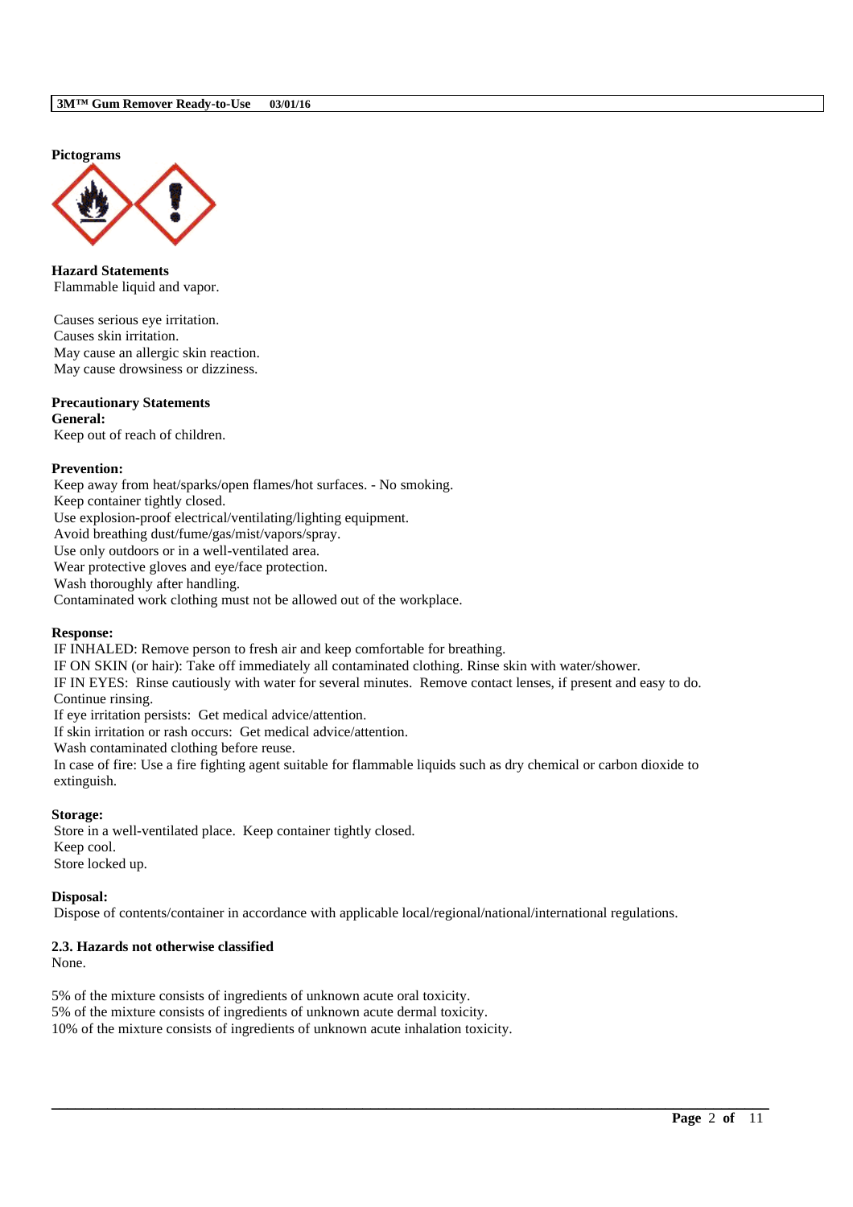**Pictograms**

**Hazard Statements**

Flammable liquid and vapor.

Causes serious eye irritation.
Causes skin irritation.
May cause an allergic skin reaction.
May cause drowsiness or dizziness.

**Precautionary Statements**

**General:**

Keep out of reach of children.

**Prevention:**

Keep away from heat/sparks/open flames/hot surfaces. - No smoking.
Keep container tightly closed.
Use explosion-proof electrical/ventilating/lighting equipment.
Avoid breathing dust/fume/gas/mist/vapors/spray.
Use only outdoors or in a well-ventilated area.
Wear protective gloves and eye/face protection.
Wash thoroughly after handling.
Contaminated work clothing must not be allowed out of the workplace.

**Response:**

IF INHALED: Remove person to fresh air and keep comfortable for breathing.
IF ON SKIN (or hair): Take off immediately all contaminated clothing. Rinse skin with water/shower.
IF IN EYES: Rinse cautiously with water for several minutes. Remove contact lenses, if present and easy to do. Continue rinsing.
If eye irritation persists: Get medical advice/attention.
If skin irritation or rash occurs: Get medical advice/attention.
Wash contaminated clothing before reuse.
In case of fire: Use a fire fighting agent suitable for flammable liquids such as dry chemical or carbon dioxide to extinguish.

**Storage:**

Store in a well-ventilated place. Keep container tightly closed.
Keep cool.
Store locked up.

**Disposal:**

Dispose of contents/container in accordance with applicable local/regional/national/international regulations.

**2.3. Hazards not otherwise classified**

None.

5% of the mixture consists of ingredients of unknown acute oral toxicity.
5% of the mixture consists of ingredients of unknown acute dermal toxicity.
10% of the mixture consists of ingredients of unknown acute inhalation toxicity.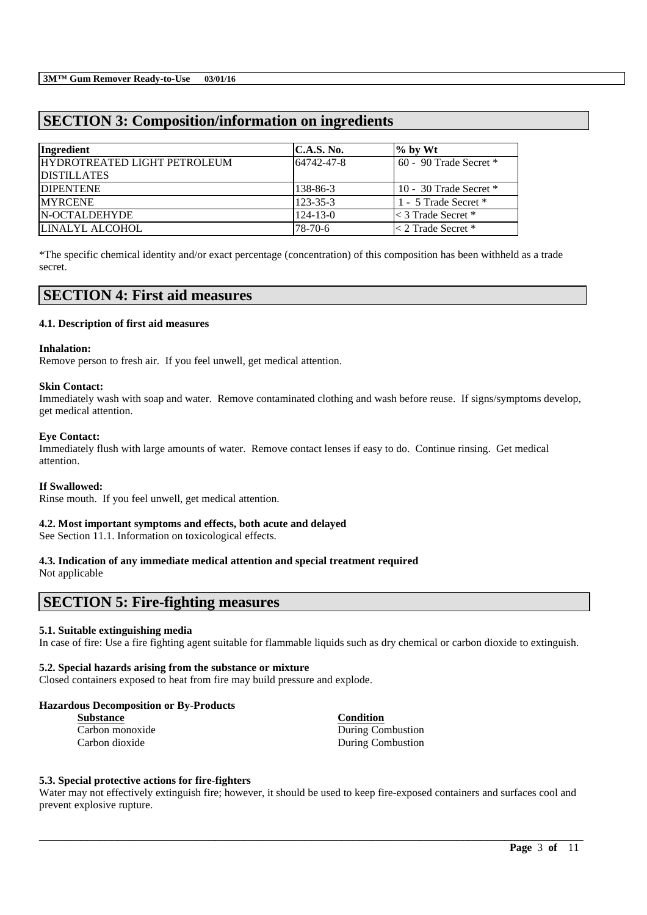## SECTION 3: Composition/information on ingredients

| Ingredient | C.A.S. No. | % by Wt |
|---|---|---|
| HYDROTREATED LIGHT PETROLEUM DISTILLATES | 64742-47-8 | 60 - 90 Trade Secret * |
| DIPENTENE | 138-86-3 | 10 - 30 Trade Secret * |
| MYRCENE | 123-35-3 | 1 - 5 Trade Secret * |
| N-OCTALDEHYDE | 124-13-0 | < 3 Trade Secret * |
| LINALYL ALCOHOL | 78-70-6 | < 2 Trade Secret * |

*The specific chemical identity and/or exact percentage (concentration) of this composition has been withheld as a trade secret.

## SECTION 4: First aid measures

### 4.1. Description of first aid measures

**Inhalation:**
Remove person to fresh air. If you feel unwell, get medical attention.

**Skin Contact:**
Immediately wash with soap and water. Remove contaminated clothing and wash before reuse. If signs/symptoms develop, get medical attention.

**Eye Contact:**
Immediately flush with large amounts of water. Remove contact lenses if easy to do. Continue rinsing. Get medical attention.

**If Swallowed:**
Rinse mouth. If you feel unwell, get medical attention.

### 4.2. Most important symptoms and effects, both acute and delayed

See Section 11.1. Information on toxicological effects.

### 4.3. Indication of any immediate medical attention and special treatment required

Not applicable

## SECTION 5: Fire-fighting measures

### 5.1. Suitable extinguishing media

In case of fire: Use a fire fighting agent suitable for flammable liquids such as dry chemical or carbon dioxide to extinguish.

### 5.2. Special hazards arising from the substance or mixture

Closed containers exposed to heat from fire may build pressure and explode.

**Hazardous Decomposition or By-Products**

| Substance | Condition |
|---|---|
| Carbon monoxide | During Combustion |
| Carbon dioxide | During Combustion |

### 5.3. Special protective actions for fire-fighters

Water may not effectively extinguish fire; however, it should be used to keep fire-exposed containers and surfaces cool and prevent explosive rupture.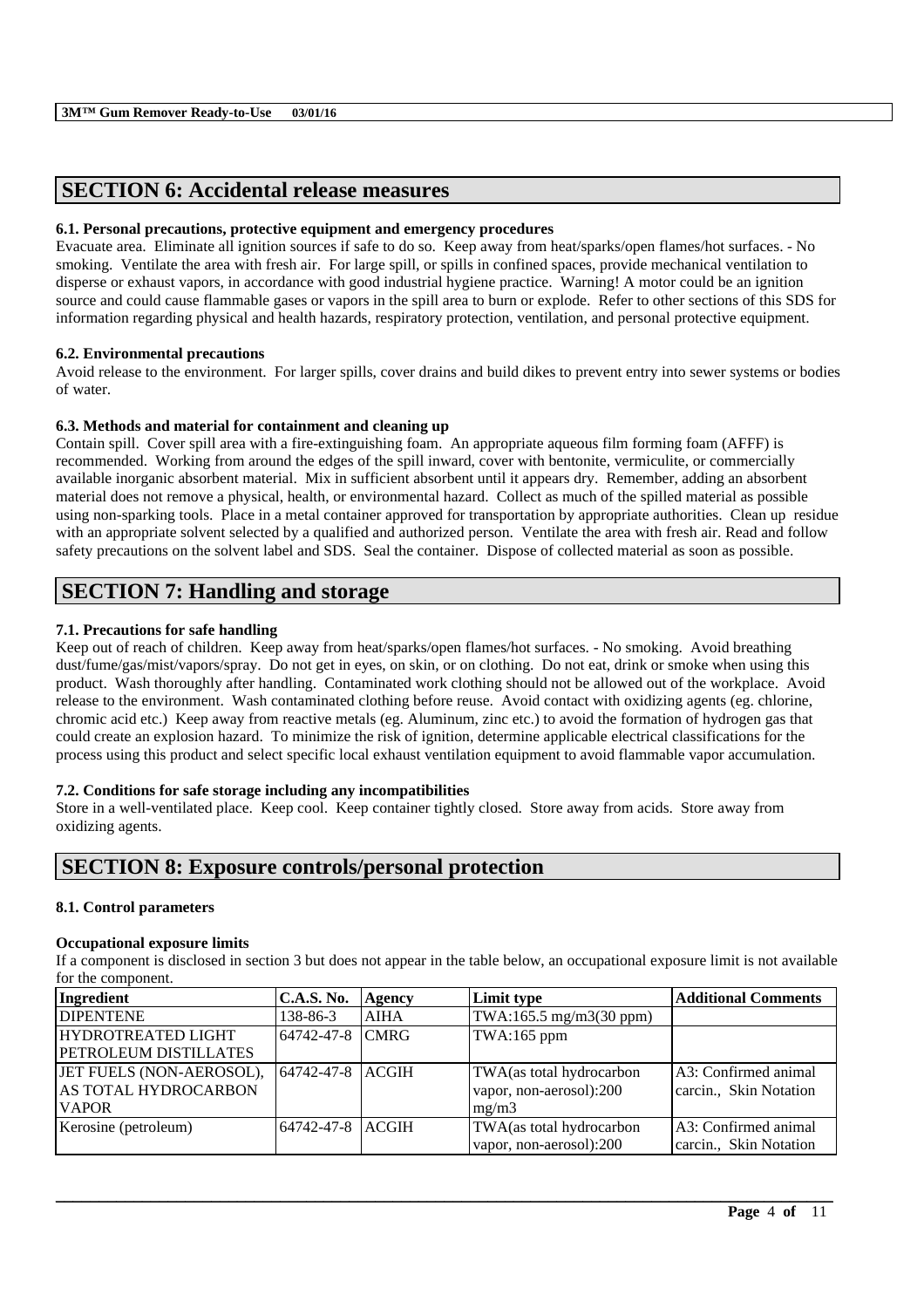## SECTION 6: Accidental release measures

### 6.1. Personal precautions, protective equipment and emergency procedures

Evacuate area. Eliminate all ignition sources if safe to do so. Keep away from heat/sparks/open flames/hot surfaces. - No smoking. Ventilate the area with fresh air. For large spill, or spills in confined spaces, provide mechanical ventilation to disperse or exhaust vapors, in accordance with good industrial hygiene practice. Warning! A motor could be an ignition source and could cause flammable gases or vapors in the spill area to burn or explode. Refer to other sections of this SDS for information regarding physical and health hazards, respiratory protection, ventilation, and personal protective equipment.

### 6.2. Environmental precautions

Avoid release to the environment. For larger spills, cover drains and build dikes to prevent entry into sewer systems or bodies of water.

### 6.3. Methods and material for containment and cleaning up

Contain spill. Cover spill area with a fire-extinguishing foam. An appropriate aqueous film forming foam (AFFF) is recommended. Working from around the edges of the spill inward, cover with bentonite, vermiculite, or commercially available inorganic absorbent material. Mix in sufficient absorbent until it appears dry. Remember, adding an absorbent material does not remove a physical, health, or environmental hazard. Collect as much of the spilled material as possible using non-sparking tools. Place in a metal container approved for transportation by appropriate authorities. Clean up residue with an appropriate solvent selected by a qualified and authorized person. Ventilate the area with fresh air. Read and follow safety precautions on the solvent label and SDS. Seal the container. Dispose of collected material as soon as possible.

## SECTION 7: Handling and storage

### 7.1. Precautions for safe handling

Keep out of reach of children. Keep away from heat/sparks/open flames/hot surfaces. - No smoking. Avoid breathing dust/fume/gas/mist/vapors/spray. Do not get in eyes, on skin, or on clothing. Do not eat, drink or smoke when using this product. Wash thoroughly after handling. Contaminated work clothing should not be allowed out of the workplace. Avoid release to the environment. Wash contaminated clothing before reuse. Avoid contact with oxidizing agents (eg. chlorine, chromic acid etc.) Keep away from reactive metals (eg. Aluminum, zinc etc.) to avoid the formation of hydrogen gas that could create an explosion hazard. To minimize the risk of ignition, determine applicable electrical classifications for the process using this product and select specific local exhaust ventilation equipment to avoid flammable vapor accumulation.

### 7.2. Conditions for safe storage including any incompatibilities

Store in a well-ventilated place. Keep cool. Keep container tightly closed. Store away from acids. Store away from oxidizing agents.

## SECTION 8: Exposure controls/personal protection

### 8.1. Control parameters

**Occupational exposure limits**

If a component is disclosed in section 3 but does not appear in the table below, an occupational exposure limit is not available for the component.

| Ingredient | C.A.S. No. | Agency | Limit type | Additional Comments |
|---|---|---|---|---|
| DIPENTENE | 138-86-3 | AIHA | TWA:165.5 mg/m3(30 ppm) | |
| HYDROTREATED LIGHT PETROLEUM DISTILLATES | 64742-47-8 | CMRG | TWA:165 ppm | |
| JET FUELS (NON-AEROSOL), AS TOTAL HYDROCARBON VAPOR | 64742-47-8 | ACGIH | TWA(as total hydrocarbon vapor, non-aerosol):200 mg/m3 | A3: Confirmed animal carcin., Skin Notation |
| Kerosine (petroleum) | 64742-47-8 | ACGIH | TWA(as total hydrocarbon vapor, non-aerosol):200 | A3: Confirmed animal carcin., Skin Notation |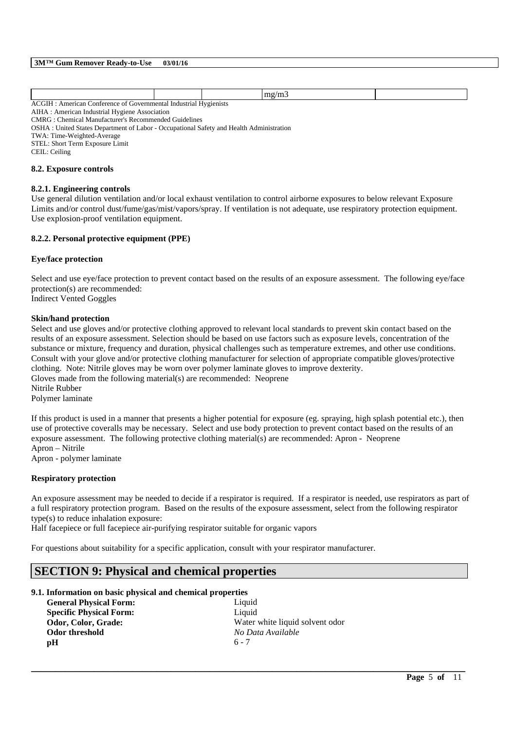| | | | mg/m3 | |
|---|---|---|---|---|

ACGIH : American Conference of Governmental Industrial Hygienists
AIHA : American Industrial Hygiene Association
CMRG : Chemical Manufacturer's Recommended Guidelines
OSHA : United States Department of Labor - Occupational Safety and Health Administration
TWA: Time-Weighted-Average
STEL: Short Term Exposure Limit
CEIL: Ceiling

### 8.2. Exposure controls

#### 8.2.1. Engineering controls

Use general dilution ventilation and/or local exhaust ventilation to control airborne exposures to below relevant Exposure Limits and/or control dust/fume/gas/mist/vapors/spray. If ventilation is not adequate, use respiratory protection equipment. Use explosion-proof ventilation equipment.

#### 8.2.2. Personal protective equipment (PPE)

**Eye/face protection**

Select and use eye/face protection to prevent contact based on the results of an exposure assessment. The following eye/face protection(s) are recommended:
Indirect Vented Goggles

**Skin/hand protection**

Select and use gloves and/or protective clothing approved to relevant local standards to prevent skin contact based on the results of an exposure assessment. Selection should be based on use factors such as exposure levels, concentration of the substance or mixture, frequency and duration, physical challenges such as temperature extremes, and other use conditions. Consult with your glove and/or protective clothing manufacturer for selection of appropriate compatible gloves/protective clothing. Note: Nitrile gloves may be worn over polymer laminate gloves to improve dexterity.
Gloves made from the following material(s) are recommended: Neoprene
Nitrile Rubber
Polymer laminate

If this product is used in a manner that presents a higher potential for exposure (eg. spraying, high splash potential etc.), then use of protective coveralls may be necessary. Select and use body protection to prevent contact based on the results of an exposure assessment. The following protective clothing material(s) are recommended: Apron - Neoprene
Apron – Nitrile
Apron - polymer laminate

**Respiratory protection**

An exposure assessment may be needed to decide if a respirator is required. If a respirator is needed, use respirators as part of a full respiratory protection program. Based on the results of the exposure assessment, select from the following respirator type(s) to reduce inhalation exposure:
Half facepiece or full facepiece air-purifying respirator suitable for organic vapors

For questions about suitability for a specific application, consult with your respirator manufacturer.

## SECTION 9: Physical and chemical properties

### 9.1. Information on basic physical and chemical properties

| | |
|---|---|
| **General Physical Form:** | Liquid |
| **Specific Physical Form:** | Liquid |
| **Odor, Color, Grade:** | Water white liquid solvent odor |
| **Odor threshold** | *No Data Available* |
| **pH** | 6 - 7 |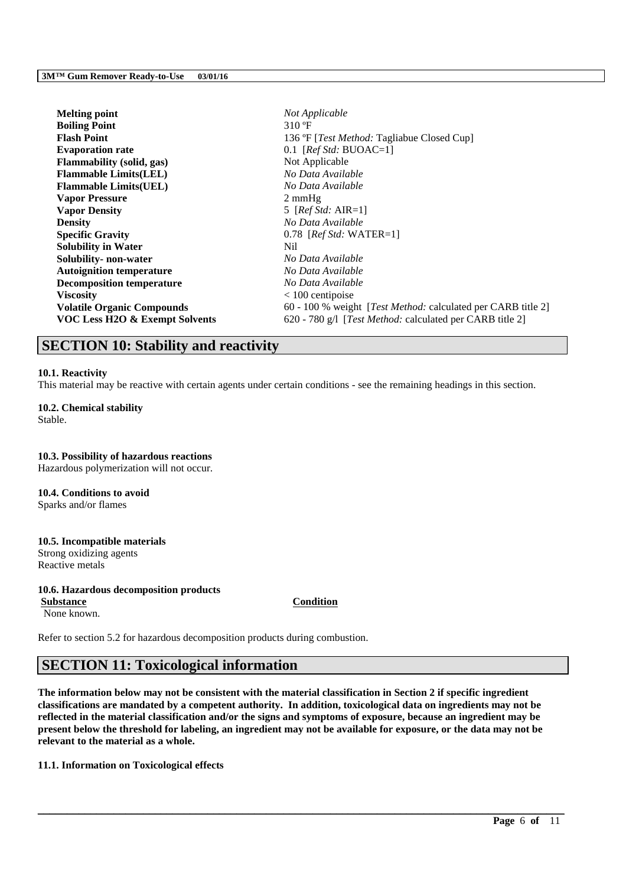| | |
|---|---|
| **Melting point** | *Not Applicable* |
| **Boiling Point** | 310 ºF |
| **Flash Point** | 136 ºF [*Test Method:* Tagliabue Closed Cup] |
| **Evaporation rate** | 0.1 [*Ref Std:* BUOAC=1] |
| **Flammability (solid, gas)** | Not Applicable |
| **Flammable Limits(LEL)** | *No Data Available* |
| **Flammable Limits(UEL)** | *No Data Available* |
| **Vapor Pressure** | 2 mmHg |
| **Vapor Density** | 5 [*Ref Std:* AIR=1] |
| **Density** | *No Data Available* |
| **Specific Gravity** | 0.78 [*Ref Std:* WATER=1] |
| **Solubility in Water** | Nil |
| **Solubility- non-water** | *No Data Available* |
| **Autoignition temperature** | *No Data Available* |
| **Decomposition temperature** | *No Data Available* |
| **Viscosity** | < 100 centipoise |
| **Volatile Organic Compounds** | 60 - 100 % weight [*Test Method:* calculated per CARB title 2] |
| **VOC Less H2O & Exempt Solvents** | 620 - 780 g/l [*Test Method:* calculated per CARB title 2] |

## SECTION 10: Stability and reactivity

**10.1. Reactivity**
This material may be reactive with certain agents under certain conditions - see the remaining headings in this section.

**10.2. Chemical stability**
Stable.

**10.3. Possibility of hazardous reactions**
Hazardous polymerization will not occur.

**10.4. Conditions to avoid**
Sparks and/or flames

**10.5. Incompatible materials**
Strong oxidizing agents
Reactive metals

**10.6. Hazardous decomposition products**

| Substance | Condition |
|---|---|
| None known. | |

Refer to section 5.2 for hazardous decomposition products during combustion.

## SECTION 11: Toxicological information

**The information below may not be consistent with the material classification in Section 2 if specific ingredient classifications are mandated by a competent authority. In addition, toxicological data on ingredients may not be reflected in the material classification and/or the signs and symptoms of exposure, because an ingredient may be present below the threshold for labeling, an ingredient may not be available for exposure, or the data may not be relevant to the material as a whole.**

**11.1. Information on Toxicological effects**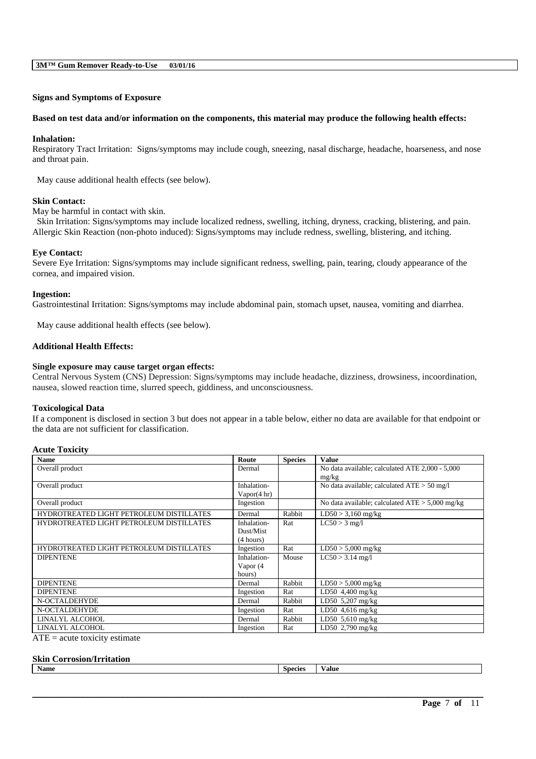### Signs and Symptoms of Exposure

**Based on test data and/or information on the components, this material may produce the following health effects:**

**Inhalation:**
Respiratory Tract Irritation: Signs/symptoms may include cough, sneezing, nasal discharge, headache, hoarseness, and nose and throat pain.

May cause additional health effects (see below).

**Skin Contact:**
May be harmful in contact with skin.
Skin Irritation: Signs/symptoms may include localized redness, swelling, itching, dryness, cracking, blistering, and pain. Allergic Skin Reaction (non-photo induced): Signs/symptoms may include redness, swelling, blistering, and itching.

**Eye Contact:**
Severe Eye Irritation: Signs/symptoms may include significant redness, swelling, pain, tearing, cloudy appearance of the cornea, and impaired vision.

**Ingestion:**
Gastrointestinal Irritation: Signs/symptoms may include abdominal pain, stomach upset, nausea, vomiting and diarrhea.

May cause additional health effects (see below).

**Additional Health Effects:**

**Single exposure may cause target organ effects:**
Central Nervous System (CNS) Depression: Signs/symptoms may include headache, dizziness, drowsiness, incoordination, nausea, slowed reaction time, slurred speech, giddiness, and unconsciousness.

### Toxicological Data

If a component is disclosed in section 3 but does not appear in a table below, either no data are available for that endpoint or the data are not sufficient for classification.

#### Acute Toxicity

| Name | Route | Species | Value |
|---|---|---|---|
| Overall product | Dermal | | No data available; calculated ATE 2,000 - 5,000 mg/kg |
| Overall product | Inhalation-Vapor(4 hr) | | No data available; calculated ATE > 50 mg/l |
| Overall product | Ingestion | | No data available; calculated ATE > 5,000 mg/kg |
| HYDROTREATED LIGHT PETROLEUM DISTILLATES | Dermal | Rabbit | LD50 > 3,160 mg/kg |
| HYDROTREATED LIGHT PETROLEUM DISTILLATES | Inhalation-Dust/Mist (4 hours) | Rat | LC50 > 3 mg/l |
| HYDROTREATED LIGHT PETROLEUM DISTILLATES | Ingestion | Rat | LD50 > 5,000 mg/kg |
| DIPENTENE | Inhalation-Vapor (4 hours) | Mouse | LC50 > 3.14 mg/l |
| DIPENTENE | Dermal | Rabbit | LD50 > 5,000 mg/kg |
| DIPENTENE | Ingestion | Rat | LD50 4,400 mg/kg |
| N-OCTALDEHYDE | Dermal | Rabbit | LD50 5,207 mg/kg |
| N-OCTALDEHYDE | Ingestion | Rat | LD50 4,616 mg/kg |
| LINALYL ALCOHOL | Dermal | Rabbit | LD50 5,610 mg/kg |
| LINALYL ALCOHOL | Ingestion | Rat | LD50 2,790 mg/kg |

ATE = acute toxicity estimate

#### Skin Corrosion/Irritation

| Name | Species | Value |
|---|---|---|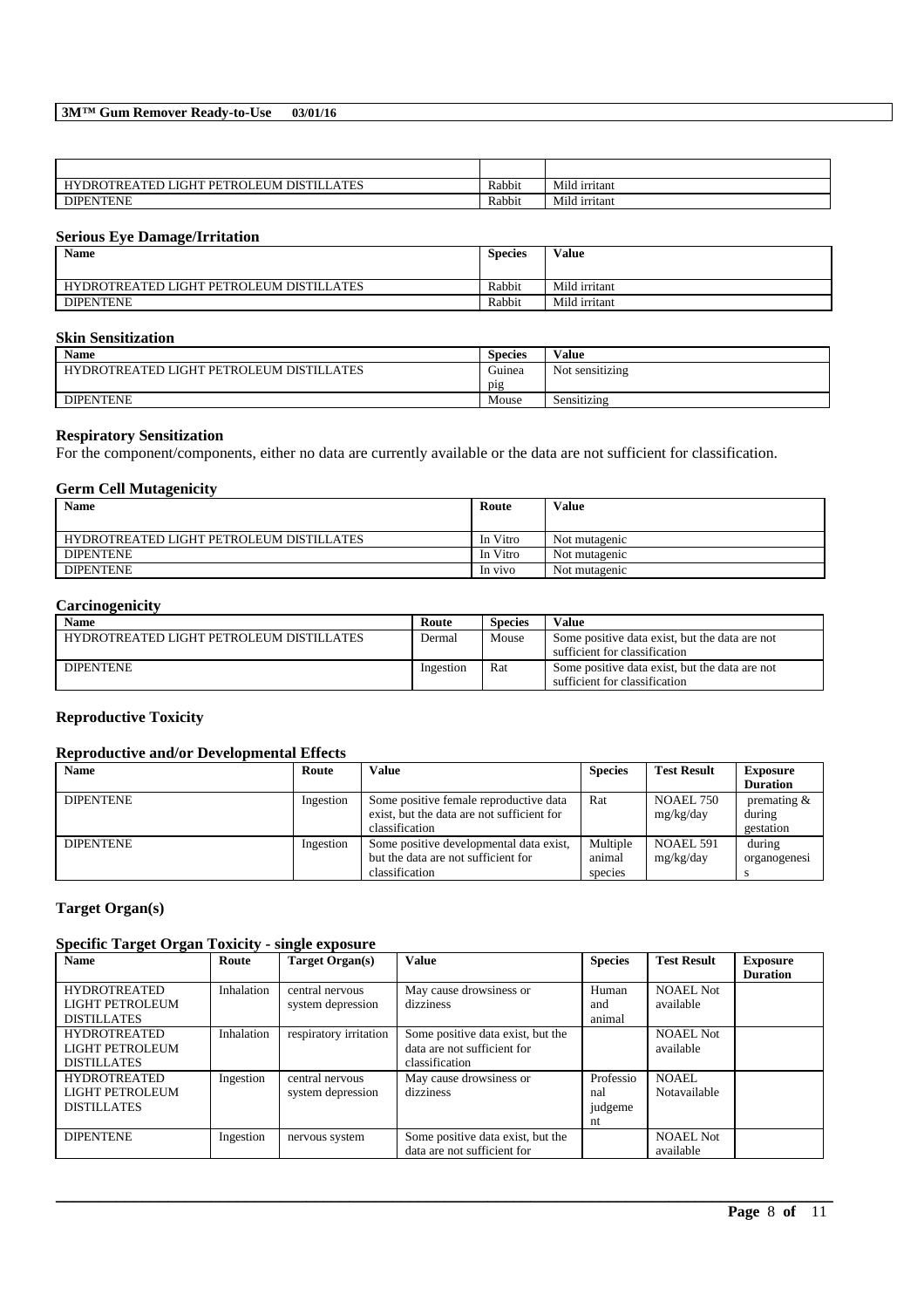| | | |
|---|---|---|
| HYDROTREATED LIGHT PETROLEUM DISTILLATES | Rabbit | Mild irritant |
| DIPENTENE | Rabbit | Mild irritant |

### Serious Eye Damage/Irritation

| Name | Species | Value |
|---|---|---|
| HYDROTREATED LIGHT PETROLEUM DISTILLATES | Rabbit | Mild irritant |
| DIPENTENE | Rabbit | Mild irritant |

### Skin Sensitization

| Name | Species | Value |
|---|---|---|
| HYDROTREATED LIGHT PETROLEUM DISTILLATES | Guinea pig | Not sensitizing |
| DIPENTENE | Mouse | Sensitizing |

### Respiratory Sensitization

For the component/components, either no data are currently available or the data are not sufficient for classification.

### Germ Cell Mutagenicity

| Name | Route | Value |
|---|---|---|
| HYDROTREATED LIGHT PETROLEUM DISTILLATES | In Vitro | Not mutagenic |
| DIPENTENE | In Vitro | Not mutagenic |
| DIPENTENE | In vivo | Not mutagenic |

### Carcinogenicity

| Name | Route | Species | Value |
|---|---|---|---|
| HYDROTREATED LIGHT PETROLEUM DISTILLATES | Dermal | Mouse | Some positive data exist, but the data are not sufficient for classification |
| DIPENTENE | Ingestion | Rat | Some positive data exist, but the data are not sufficient for classification |

### Reproductive Toxicity

### Reproductive and/or Developmental Effects

| Name | Route | Value | Species | Test Result | Exposure Duration |
|---|---|---|---|---|---|
| DIPENTENE | Ingestion | Some positive female reproductive data exist, but the data are not sufficient for classification | Rat | NOAEL 750 mg/kg/day | premating & during gestation |
| DIPENTENE | Ingestion | Some positive developmental data exist, but the data are not sufficient for classification | Multiple animal species | NOAEL 591 mg/kg/day | during organogenesis |

### Target Organ(s)

### Specific Target Organ Toxicity - single exposure

| Name | Route | Target Organ(s) | Value | Species | Test Result | Exposure Duration |
|---|---|---|---|---|---|---|
| HYDROTREATED LIGHT PETROLEUM DISTILLATES | Inhalation | central nervous system depression | May cause drowsiness or dizziness | Human and animal | NOAEL Not available | |
| HYDROTREATED LIGHT PETROLEUM DISTILLATES | Inhalation | respiratory irritation | Some positive data exist, but the data are not sufficient for classification | | NOAEL Not available | |
| HYDROTREATED LIGHT PETROLEUM DISTILLATES | Ingestion | central nervous system depression | May cause drowsiness or dizziness | Professional judgement | NOAEL Notavailable | |
| DIPENTENE | Ingestion | nervous system | Some positive data exist, but the data are not sufficient for | | NOAEL Not available | |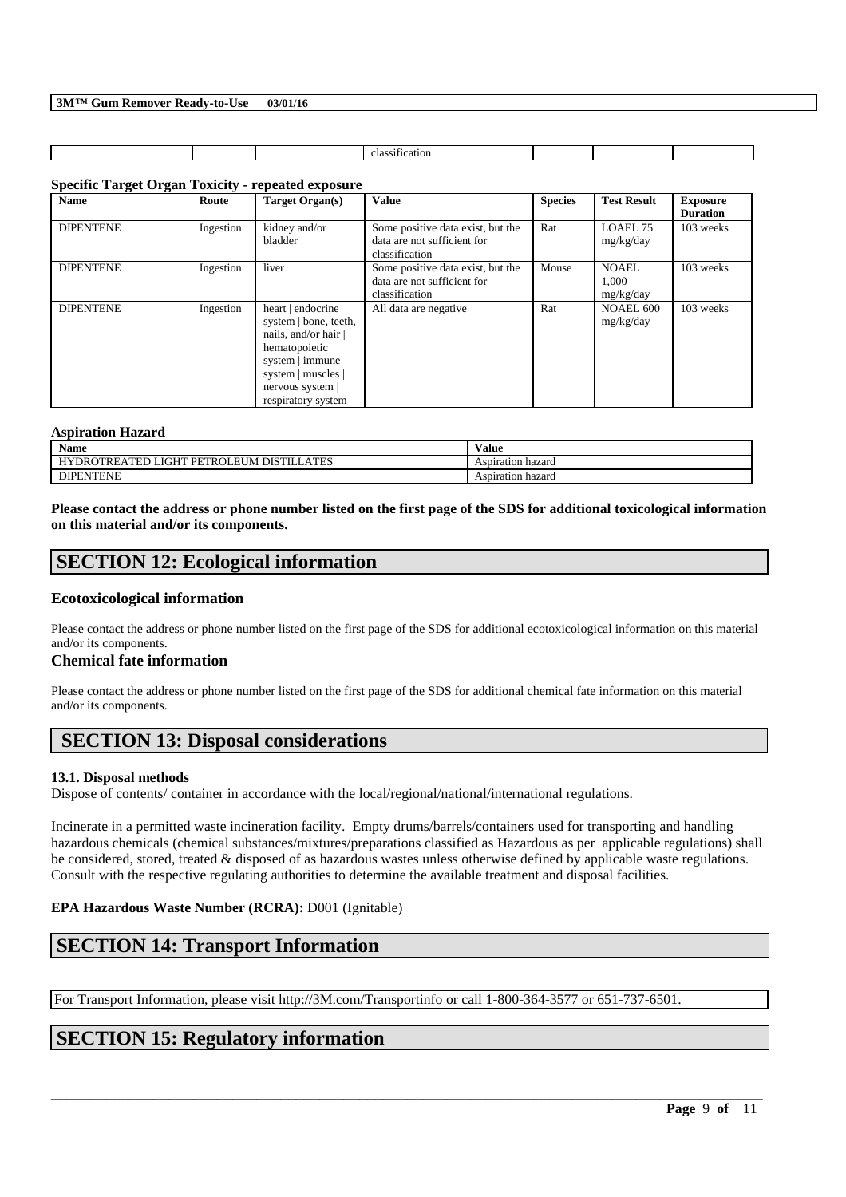| | | | classification | | | |
|---|---|---|---|---|---|---|

**Specific Target Organ Toxicity - repeated exposure**

| Name | Route | Target Organ(s) | Value | Species | Test Result | Exposure Duration |
|---|---|---|---|---|---|---|
| DIPENTENE | Ingestion | kidney and/or bladder | Some positive data exist, but the data are not sufficient for classification | Rat | LOAEL 75 mg/kg/day | 103 weeks |
| DIPENTENE | Ingestion | liver | Some positive data exist, but the data are not sufficient for classification | Mouse | NOAEL 1,000 mg/kg/day | 103 weeks |
| DIPENTENE | Ingestion | heart \| endocrine system \| bone, teeth, nails, and/or hair \| hematopoietic system \| immune system \| muscles \| nervous system \| respiratory system | All data are negative | Rat | NOAEL 600 mg/kg/day | 103 weeks |

**Aspiration Hazard**

| Name | Value |
|---|---|
| HYDROTREATED LIGHT PETROLEUM DISTILLATES | Aspiration hazard |
| DIPENTENE | Aspiration hazard |

**Please contact the address or phone number listed on the first page of the SDS for additional toxicological information on this material and/or its components.**

## SECTION 12: Ecological information

### Ecotoxicological information

Please contact the address or phone number listed on the first page of the SDS for additional ecotoxicological information on this material and/or its components.

### Chemical fate information

Please contact the address or phone number listed on the first page of the SDS for additional chemical fate information on this material and/or its components.

## SECTION 13: Disposal considerations

**13.1. Disposal methods**

Dispose of contents/ container in accordance with the local/regional/national/international regulations.

Incinerate in a permitted waste incineration facility. Empty drums/barrels/containers used for transporting and handling hazardous chemicals (chemical substances/mixtures/preparations classified as Hazardous as per applicable regulations) shall be considered, stored, treated & disposed of as hazardous wastes unless otherwise defined by applicable waste regulations. Consult with the respective regulating authorities to determine the available treatment and disposal facilities.

**EPA Hazardous Waste Number (RCRA):** D001 (Ignitable)

## SECTION 14: Transport Information

For Transport Information, please visit http://3M.com/Transportinfo or call 1-800-364-3577 or 651-737-6501.

## SECTION 15: Regulatory information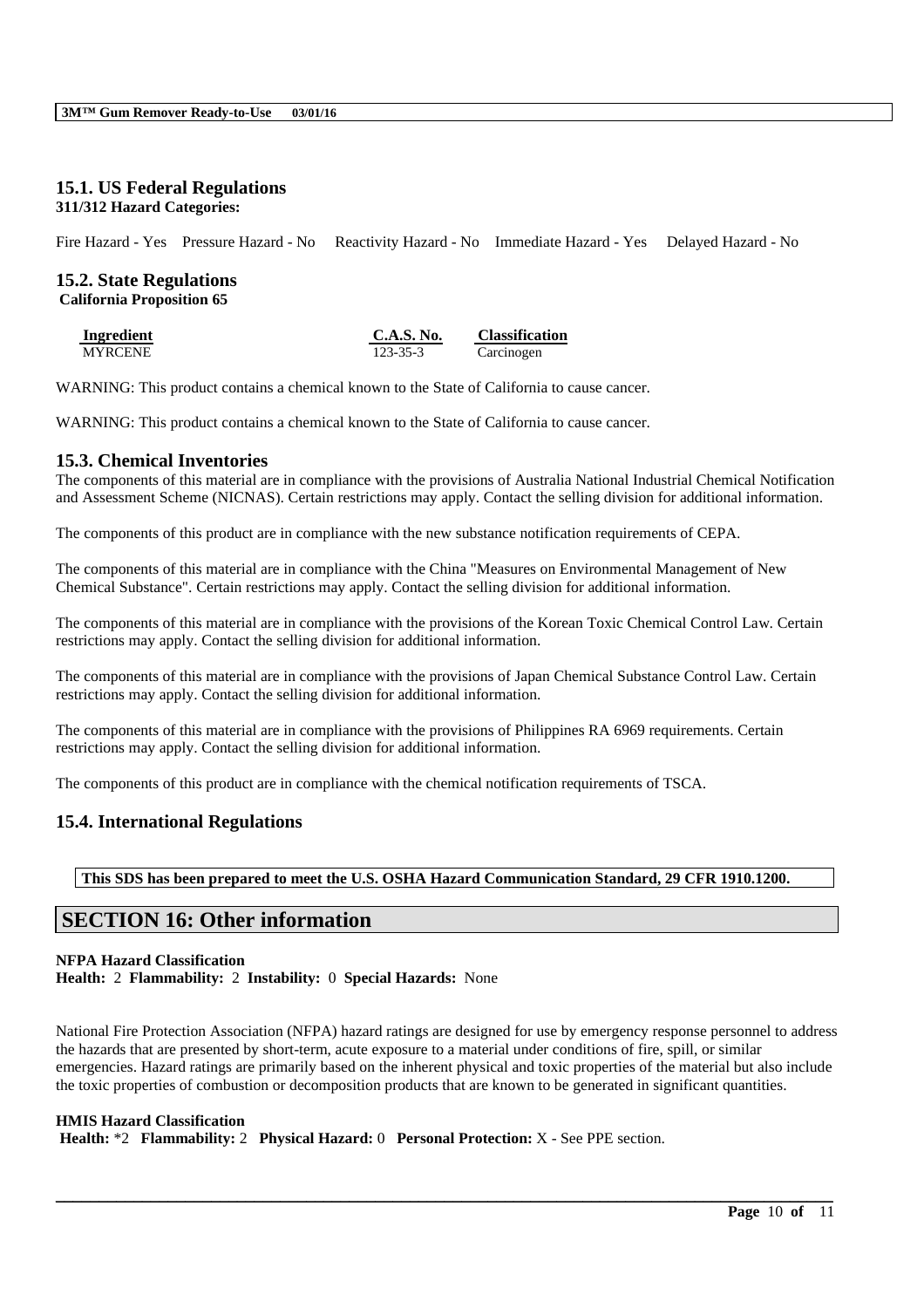## 15.1. US Federal Regulations

**311/312 Hazard Categories:**

Fire Hazard - Yes Pressure Hazard - No Reactivity Hazard - No Immediate Hazard - Yes Delayed Hazard - No

## 15.2. State Regulations

**California Proposition 65**

| Ingredient | C.A.S. No. | Classification |
|---|---|---|
| MYRCENE | 123-35-3 | Carcinogen |

WARNING: This product contains a chemical known to the State of California to cause cancer.

WARNING: This product contains a chemical known to the State of California to cause cancer.

## 15.3. Chemical Inventories

The components of this material are in compliance with the provisions of Australia National Industrial Chemical Notification and Assessment Scheme (NICNAS). Certain restrictions may apply. Contact the selling division for additional information.

The components of this product are in compliance with the new substance notification requirements of CEPA.

The components of this material are in compliance with the China "Measures on Environmental Management of New Chemical Substance". Certain restrictions may apply. Contact the selling division for additional information.

The components of this material are in compliance with the provisions of the Korean Toxic Chemical Control Law. Certain restrictions may apply. Contact the selling division for additional information.

The components of this material are in compliance with the provisions of Japan Chemical Substance Control Law. Certain restrictions may apply. Contact the selling division for additional information.

The components of this material are in compliance with the provisions of Philippines RA 6969 requirements. Certain restrictions may apply. Contact the selling division for additional information.

The components of this product are in compliance with the chemical notification requirements of TSCA.

## 15.4. International Regulations

**This SDS has been prepared to meet the U.S. OSHA Hazard Communication Standard, 29 CFR 1910.1200.**

# SECTION 16: Other information

**NFPA Hazard Classification**

**Health:** 2 **Flammability:** 2 **Instability:** 0 **Special Hazards:** None

National Fire Protection Association (NFPA) hazard ratings are designed for use by emergency response personnel to address the hazards that are presented by short-term, acute exposure to a material under conditions of fire, spill, or similar emergencies. Hazard ratings are primarily based on the inherent physical and toxic properties of the material but also include the toxic properties of combustion or decomposition products that are known to be generated in significant quantities.

**HMIS Hazard Classification**

**Health:** *2 **Flammability:** 2 **Physical Hazard:** 0 **Personal Protection:** X - See PPE section.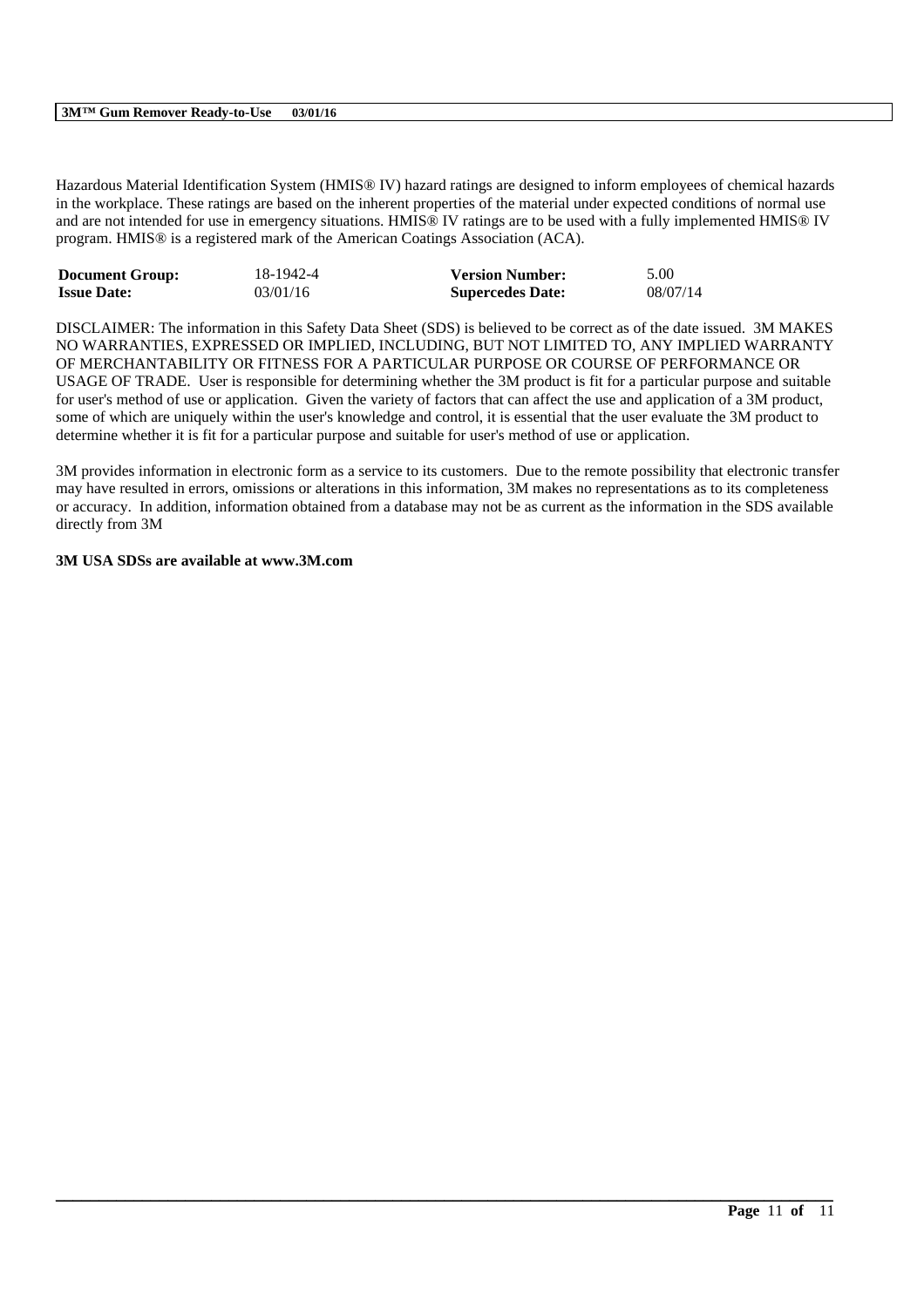Hazardous Material Identification System (HMIS® IV) hazard ratings are designed to inform employees of chemical hazards in the workplace. These ratings are based on the inherent properties of the material under expected conditions of normal use and are not intended for use in emergency situations. HMIS® IV ratings are to be used with a fully implemented HMIS® IV program. HMIS® is a registered mark of the American Coatings Association (ACA).

| | | | |
|---|---|---|---|
| **Document Group:** | 18-1942-4 | **Version Number:** | 5.00 |
| **Issue Date:** | 03/01/16 | **Supercedes Date:** | 08/07/14 |

DISCLAIMER: The information in this Safety Data Sheet (SDS) is believed to be correct as of the date issued. 3M MAKES NO WARRANTIES, EXPRESSED OR IMPLIED, INCLUDING, BUT NOT LIMITED TO, ANY IMPLIED WARRANTY OF MERCHANTABILITY OR FITNESS FOR A PARTICULAR PURPOSE OR COURSE OF PERFORMANCE OR USAGE OF TRADE. User is responsible for determining whether the 3M product is fit for a particular purpose and suitable for user's method of use or application. Given the variety of factors that can affect the use and application of a 3M product, some of which are uniquely within the user's knowledge and control, it is essential that the user evaluate the 3M product to determine whether it is fit for a particular purpose and suitable for user's method of use or application.

3M provides information in electronic form as a service to its customers. Due to the remote possibility that electronic transfer may have resulted in errors, omissions or alterations in this information, 3M makes no representations as to its completeness or accuracy. In addition, information obtained from a database may not be as current as the information in the SDS available directly from 3M

**3M USA SDSs are available at www.3M.com**